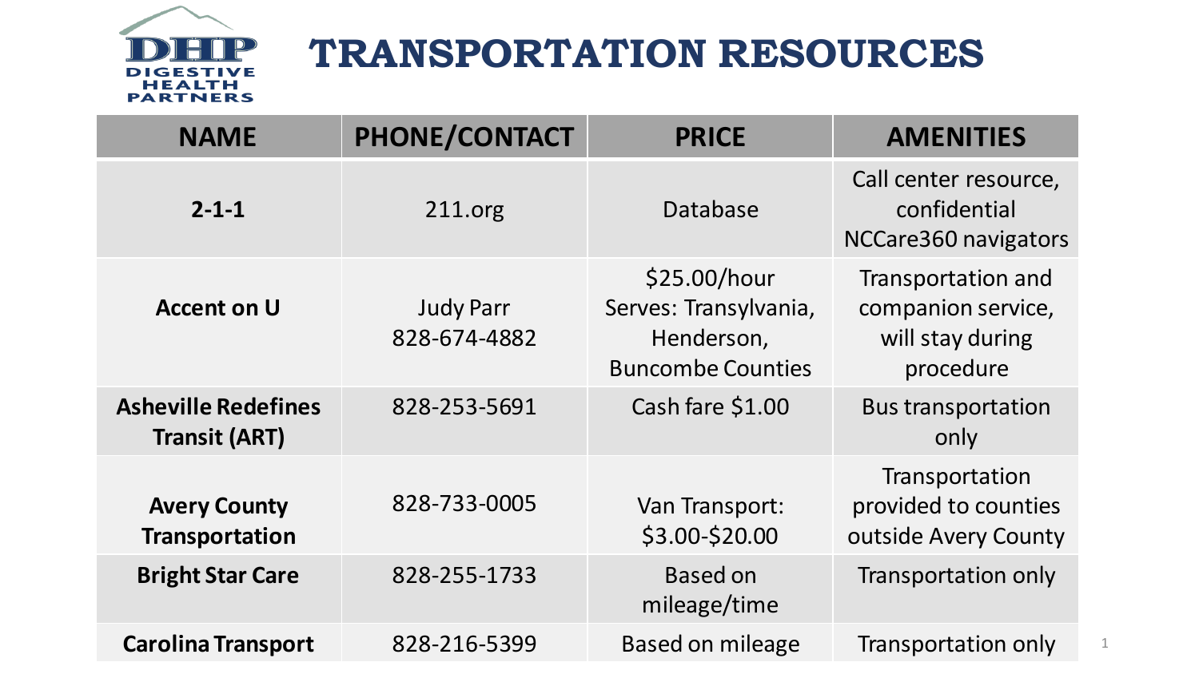DIGESTIVE HEALTH PARTNERS

# TRANSPORTATION RESOURCES

| NAME | PHONE/CONTACT | PRICE | AMENITIES |
|---|---|---|---|
| **2-1-1** | 211.org | Database | Call center resource, confidential NCCare360 navigators |
| **Accent on U** | Judy Parr 828-674-4882 | $25.00/hour Serves: Transylvania, Henderson, Buncombe Counties | Transportation and companion service, will stay during procedure |
| **Asheville Redefines Transit (ART)** | 828-253-5691 | Cash fare $1.00 | Bus transportation only |
| **Avery County Transportation** | 828-733-0005 | Van Transport: $3.00-$20.00 | Transportation provided to counties outside Avery County |
| **Bright Star Care** | 828-255-1733 | Based on mileage/time | Transportation only |
| **Carolina Transport** | 828-216-5399 | Based on mileage | Transportation only |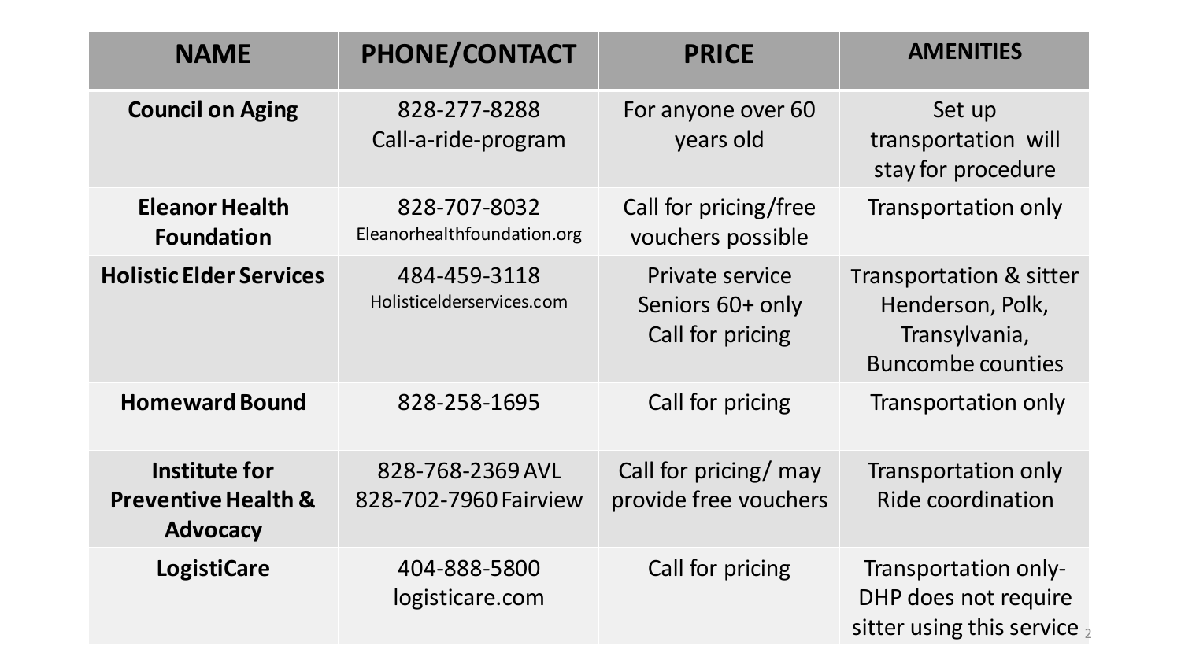| NAME | PHONE/CONTACT | PRICE | AMENITIES |
|---|---|---|---|
| **Council on Aging** | 828-277-8288 Call-a-ride-program | For anyone over 60 years old | Set up transportation will stay for procedure |
| **Eleanor Health Foundation** | 828-707-8032 Eleanorhealthfoundation.org | Call for pricing/free vouchers possible | Transportation only |
| **Holistic Elder Services** | 484-459-3118 Holisticelderservices.com | Private service Seniors 60+ only Call for pricing | Transportation & sitter Henderson, Polk, Transylvania, Buncombe counties |
| **Homeward Bound** | 828-258-1695 | Call for pricing | Transportation only |
| **Institute for Preventive Health & Advocacy** | 828-768-2369 AVL 828-702-7960 Fairview | Call for pricing/ may provide free vouchers | Transportation only Ride coordination |
| **LogistiCare** | 404-888-5800 logisticare.com | Call for pricing | Transportation only- DHP does not require sitter using this service |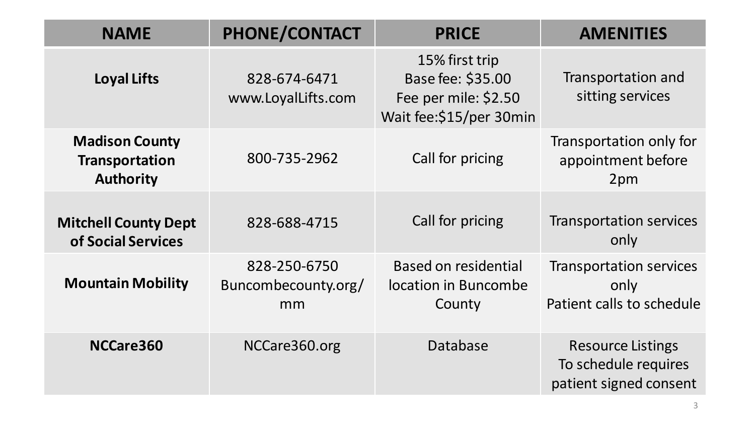| NAME | PHONE/CONTACT | PRICE | AMENITIES |
|---|---|---|---|
| **Loyal Lifts** | 828-674-6471<br>www.LoyalLifts.com | 15% first trip<br>Base fee: $35.00<br>Fee per mile: $2.50<br>Wait fee:$15/per 30min | Transportation and sitting services |
| **Madison County Transportation Authority** | 800-735-2962 | Call for pricing | Transportation only for appointment before 2pm |
| **Mitchell County Dept of Social Services** | 828-688-4715 | Call for pricing | Transportation services only |
| **Mountain Mobility** | 828-250-6750<br>Buncombecounty.org/mm | Based on residential location in Buncombe County | Transportation services only<br>Patient calls to schedule |
| **NCCare360** | NCCare360.org | Database | Resource Listings<br>To schedule requires patient signed consent |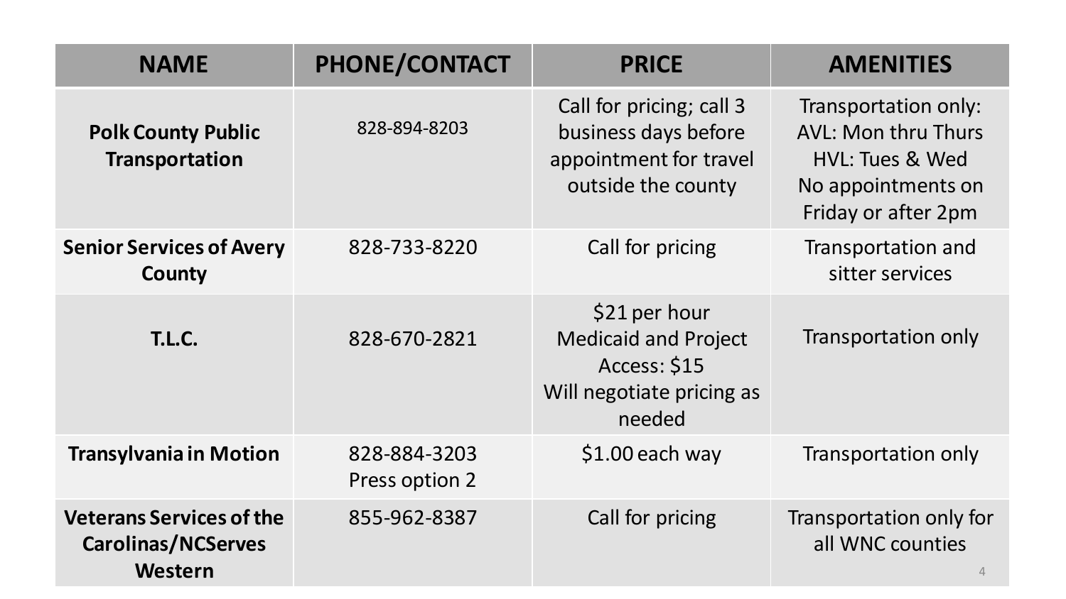| NAME | PHONE/CONTACT | PRICE | AMENITIES |
| --- | --- | --- | --- |
| **Polk County Public Transportation** | 828-894-8203 | Call for pricing; call 3 business days before appointment for travel outside the county | Transportation only: AVL: Mon thru Thurs HVL: Tues & Wed No appointments on Friday or after 2pm |
| **Senior Services of Avery County** | 828-733-8220 | Call for pricing | Transportation and sitter services |
| **T.L.C.** | 828-670-2821 | $21 per hour Medicaid and Project Access: $15 Will negotiate pricing as needed | Transportation only |
| **Transylvania in Motion** | 828-884-3203 Press option 2 | $1.00 each way | Transportation only |
| **Veterans Services of the Carolinas/NCServes Western** | 855-962-8387 | Call for pricing | Transportation only for all WNC counties |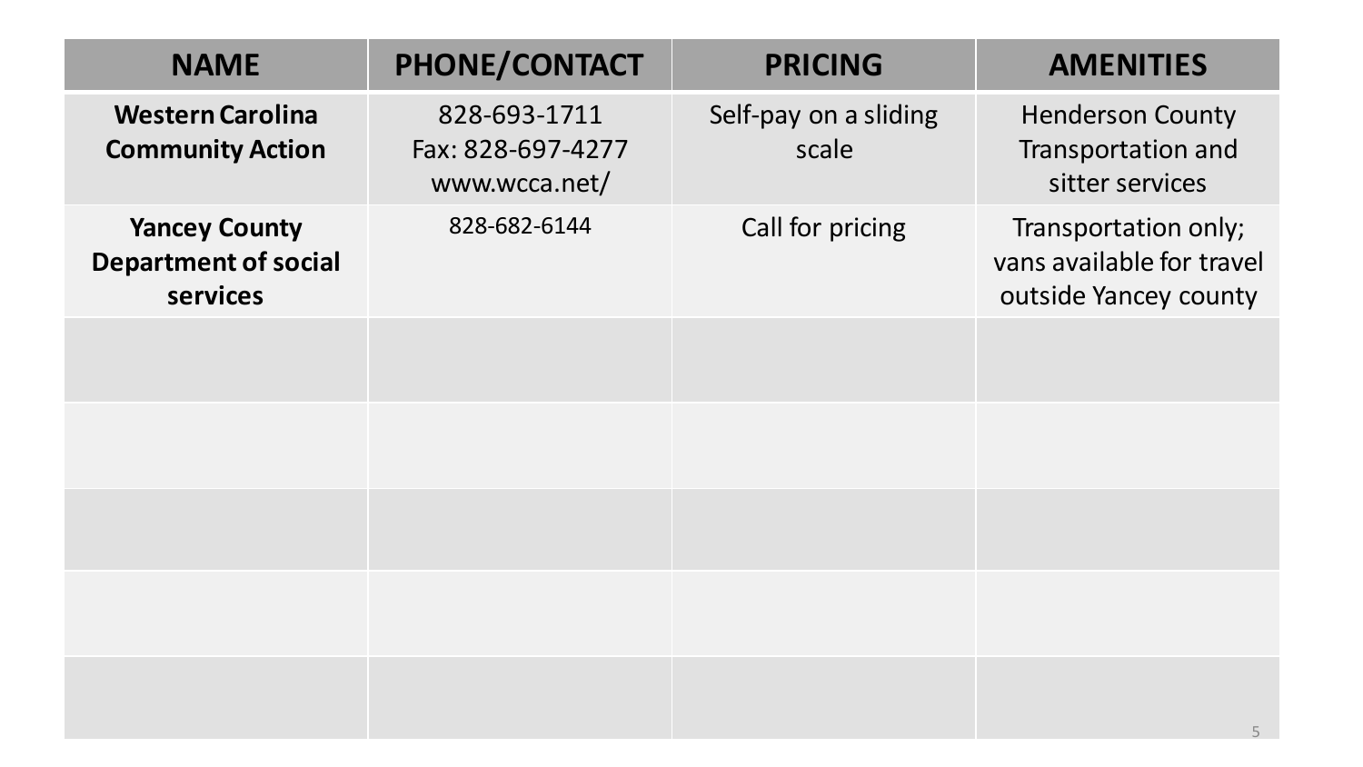| NAME | PHONE/CONTACT | PRICING | AMENITIES |
|---|---|---|---|
| **Western Carolina Community Action** | 828-693-1711<br>Fax: 828-697-4277<br>www.wcca.net/ | Self-pay on a sliding scale | Henderson County Transportation and sitter services |
| **Yancey County Department of social services** | 828-682-6144 | Call for pricing | Transportation only; vans available for travel outside Yancey county |
| | | | |
| | | | |
| | | | |
| | | | |
| | | | |